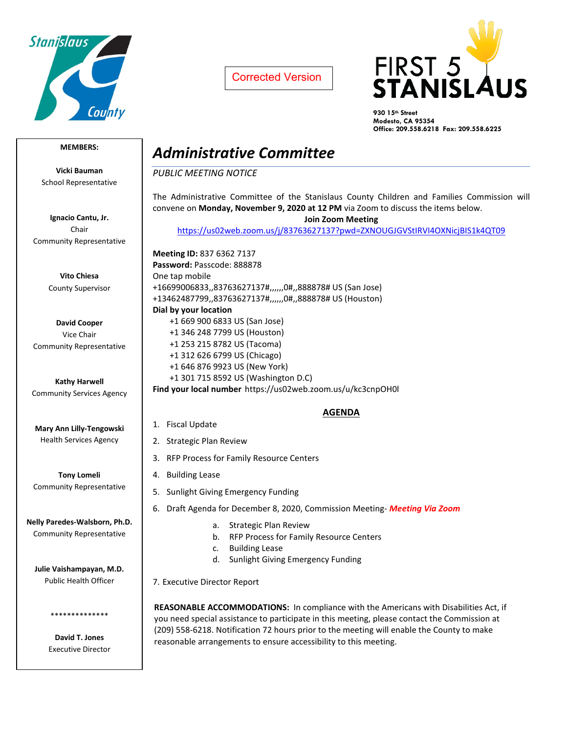Corrected Version

**FIRST 5 STANISLAUS**

**930 15th Street**
**Modesto, CA 95354**
**Office: 209.558.6218 Fax: 209.558.6225**

**MEMBERS:**

**Vicki Bauman**
School Representative

**Ignacio Cantu, Jr.**
Chair
Community Representative

**Vito Chiesa**
County Supervisor

**David Cooper**
Vice Chair
Community Representative

**Kathy Harwell**
Community Services Agency

**Mary Ann Lilly-Tengowski**
Health Services Agency

**Tony Lomeli**
Community Representative

**Nelly Paredes-Walsborn, Ph.D.**
Community Representative

**Julie Vaishampayan, M.D.**
Public Health Officer

**************

**David T. Jones**
Executive Director

# *Administrative Committee*

*PUBLIC MEETING NOTICE*

The Administrative Committee of the Stanislaus County Children and Families Commission will convene on **Monday, November 9, 2020 at 12 PM** via Zoom to discuss the items below.

**Join Zoom Meeting**

https://us02web.zoom.us/j/83763627137?pwd=ZXNOUGJGVStIRVI4OXNicjBIS1k4QT09

**Meeting ID:** 837 6362 7137
**Password:** Passcode: 888878
One tap mobile
+16699006833,,83763627137#,,,,,,0#,,888878# US (San Jose)
+13462487799,,83763627137#,,,,,,0#,,888878# US (Houston)
**Dial by your location**
+1 669 900 6833 US (San Jose)
+1 346 248 7799 US (Houston)
+1 253 215 8782 US (Tacoma)
+1 312 626 6799 US (Chicago)
+1 646 876 9923 US (New York)
+1 301 715 8592 US (Washington D.C)
**Find your local number** https://us02web.zoom.us/u/kc3cnpOH0l

## AGENDA

1. Fiscal Update
2. Strategic Plan Review
3. RFP Process for Family Resource Centers
4. Building Lease
5. Sunlight Giving Emergency Funding
6. Draft Agenda for December 8, 2020, Commission Meeting- ***Meeting Via Zoom***
   a. Strategic Plan Review
   b. RFP Process for Family Resource Centers
   c. Building Lease
   d. Sunlight Giving Emergency Funding
7. Executive Director Report

**REASONABLE ACCOMMODATIONS:** In compliance with the Americans with Disabilities Act, if you need special assistance to participate in this meeting, please contact the Commission at (209) 558-6218. Notification 72 hours prior to the meeting will enable the County to make reasonable arrangements to ensure accessibility to this meeting.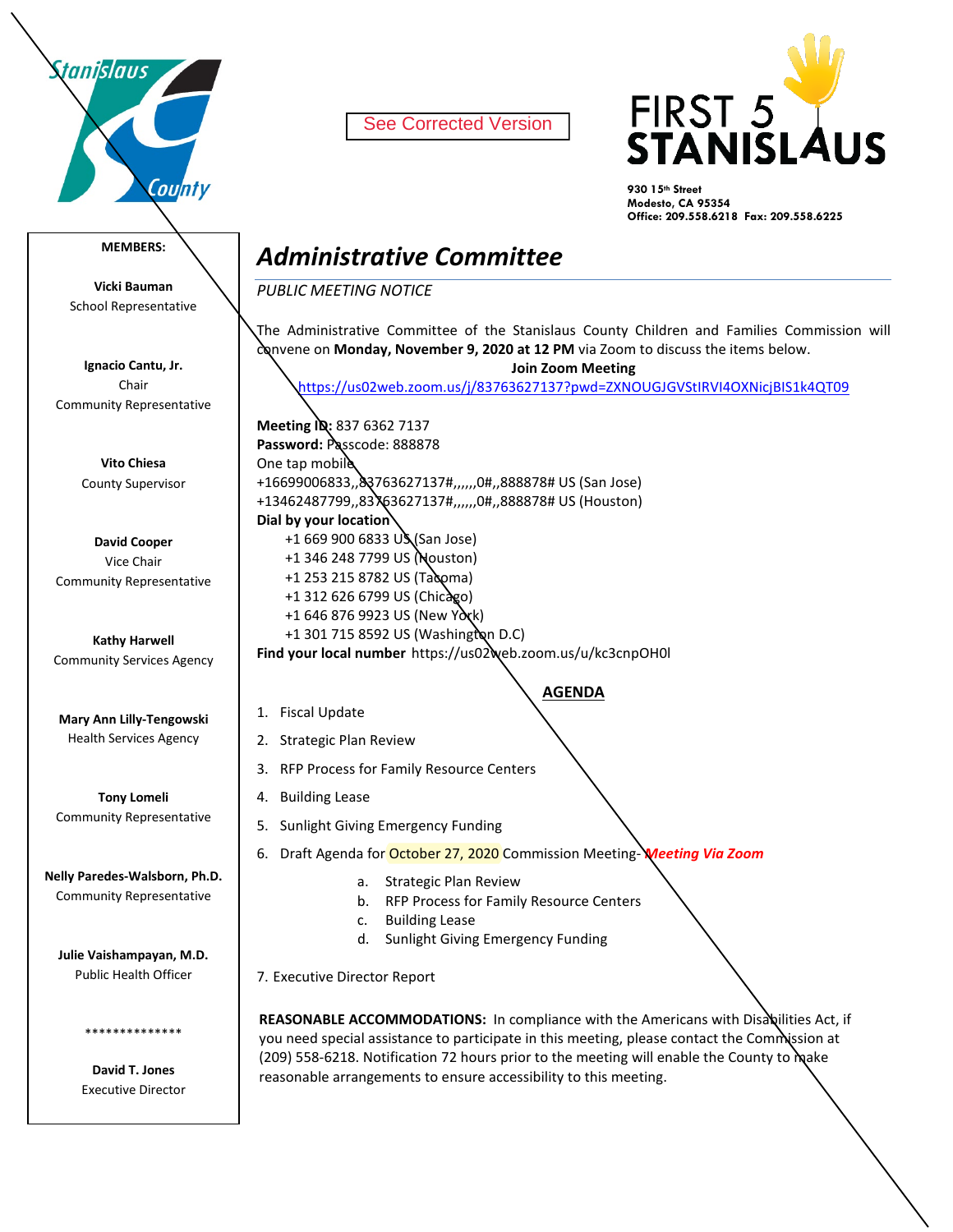See Corrected Version

930 15th Street
Modesto, CA 95354
Office: 209.558.6218 Fax: 209.558.6225

**MEMBERS:**

**Vicki Bauman**
School Representative

**Ignacio Cantu, Jr.**
Chair
Community Representative

**Vito Chiesa**
County Supervisor

**David Cooper**
Vice Chair
Community Representative

**Kathy Harwell**
Community Services Agency

**Mary Ann Lilly-Tengowski**
Health Services Agency

**Tony Lomeli**
Community Representative

**Nelly Paredes-Walsborn, Ph.D.**
Community Representative

**Julie Vaishampayan, M.D.**
Public Health Officer

**************

**David T. Jones**
Executive Director

# *Administrative Committee*

*PUBLIC MEETING NOTICE*

The Administrative Committee of the Stanislaus County Children and Families Commission will convene on **Monday, November 9, 2020 at 12 PM** via Zoom to discuss the items below.

**Join Zoom Meeting**
https://us02web.zoom.us/j/83763627137?pwd=ZXNOUGJGVStIRVI4OXNicjBIS1k4QT09

**Meeting ID:** 837 6362 7137
**Password:** Passcode: 888878
One tap mobile
+16699006833,,83763627137#,,,,,,0#,,888878# US (San Jose)
+13462487799,,83763627137#,,,,,,0#,,888878# US (Houston)
**Dial by your location**
+1 669 900 6833 US (San Jose)
+1 346 248 7799 US (Houston)
+1 253 215 8782 US (Tacoma)
+1 312 626 6799 US (Chicago)
+1 646 876 9923 US (New York)
+1 301 715 8592 US (Washington D.C)
**Find your local number** https://us02web.zoom.us/u/kc3cnpOH0l

## AGENDA

1. Fiscal Update
2. Strategic Plan Review
3. RFP Process for Family Resource Centers
4. Building Lease
5. Sunlight Giving Emergency Funding
6. Draft Agenda for October 27, 2020 Commission Meeting- ***Meeting Via Zoom***
   a. Strategic Plan Review
   b. RFP Process for Family Resource Centers
   c. Building Lease
   d. Sunlight Giving Emergency Funding
7. Executive Director Report

**REASONABLE ACCOMMODATIONS:** In compliance with the Americans with Disabilities Act, if you need special assistance to participate in this meeting, please contact the Commission at (209) 558-6218. Notification 72 hours prior to the meeting will enable the County to make reasonable arrangements to ensure accessibility to this meeting.